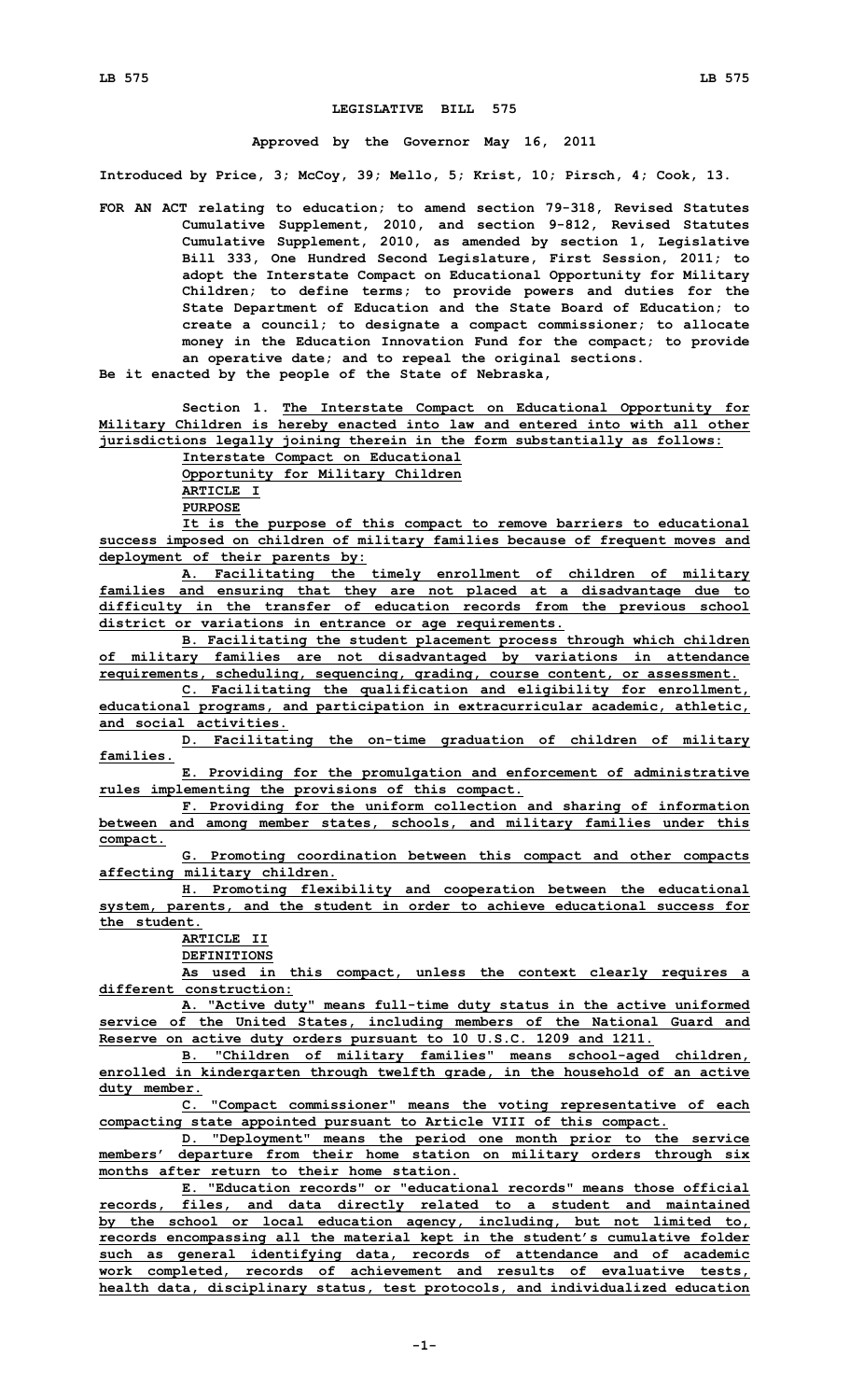# LEGISLATIVE BILL 575

**Approved by the Governor May 16, 2011**

**Introduced by Price, 3; McCoy, 39; Mello, 5; Krist, 10; Pirsch, 4; Cook, 13.**

**FOR AN ACT relating to education; to amend section 79-318, Revised Statutes Cumulative Supplement, 2010, and section 9-812, Revised Statutes Cumulative Supplement, 2010, as amended by section 1, Legislative Bill 333, One Hundred Second Legislature, First Session, 2011; to adopt the Interstate Compact on Educational Opportunity for Military Children; to define terms; to provide powers and duties for the State Department of Education and the State Board of Education; to create a council; to designate a compact commissioner; to allocate money in the Education Innovation Fund for the compact; to provide an operative date; and to repeal the original sections.**

**Be it enacted by the people of the State of Nebraska,**

**Section 1. The Interstate Compact on Educational Opportunity for Military Children is hereby enacted into law and entered into with all other jurisdictions legally joining therein in the form substantially as follows:**

**Interstate Compact on Educational Opportunity for Military Children**

**ARTICLE I**

**PURPOSE**

**It is the purpose of this compact to remove barriers to educational success imposed on children of military families because of frequent moves and deployment of their parents by:**

**A. Facilitating the timely enrollment of children of military families and ensuring that they are not placed at a disadvantage due to difficulty in the transfer of education records from the previous school district or variations in entrance or age requirements.**

**B. Facilitating the student placement process through which children of military families are not disadvantaged by variations in attendance requirements, scheduling, sequencing, grading, course content, or assessment.**

**C. Facilitating the qualification and eligibility for enrollment, educational programs, and participation in extracurricular academic, athletic, and social activities.**

**D. Facilitating the on-time graduation of children of military families.**

**E. Providing for the promulgation and enforcement of administrative rules implementing the provisions of this compact.**

**F. Providing for the uniform collection and sharing of information between and among member states, schools, and military families under this compact.**

**G. Promoting coordination between this compact and other compacts affecting military children.**

**H. Promoting flexibility and cooperation between the educational system, parents, and the student in order to achieve educational success for the student.**

**ARTICLE II**

**DEFINITIONS**

**As used in this compact, unless the context clearly requires a different construction:**

**A. "Active duty" means full-time duty status in the active uniformed service of the United States, including members of the National Guard and Reserve on active duty orders pursuant to 10 U.S.C. 1209 and 1211.**

**B. "Children of military families" means school-aged children, enrolled in kindergarten through twelfth grade, in the household of an active duty member.**

**C. "Compact commissioner" means the voting representative of each compacting state appointed pursuant to Article VIII of this compact.**

**D. "Deployment" means the period one month prior to the service members' departure from their home station on military orders through six months after return to their home station.**

**E. "Education records" or "educational records" means those official records, files, and data directly related to a student and maintained by the school or local education agency, including, but not limited to, records encompassing all the material kept in the student's cumulative folder such as general identifying data, records of attendance and of academic work completed, records of achievement and results of evaluative tests, health data, disciplinary status, test protocols, and individualized education**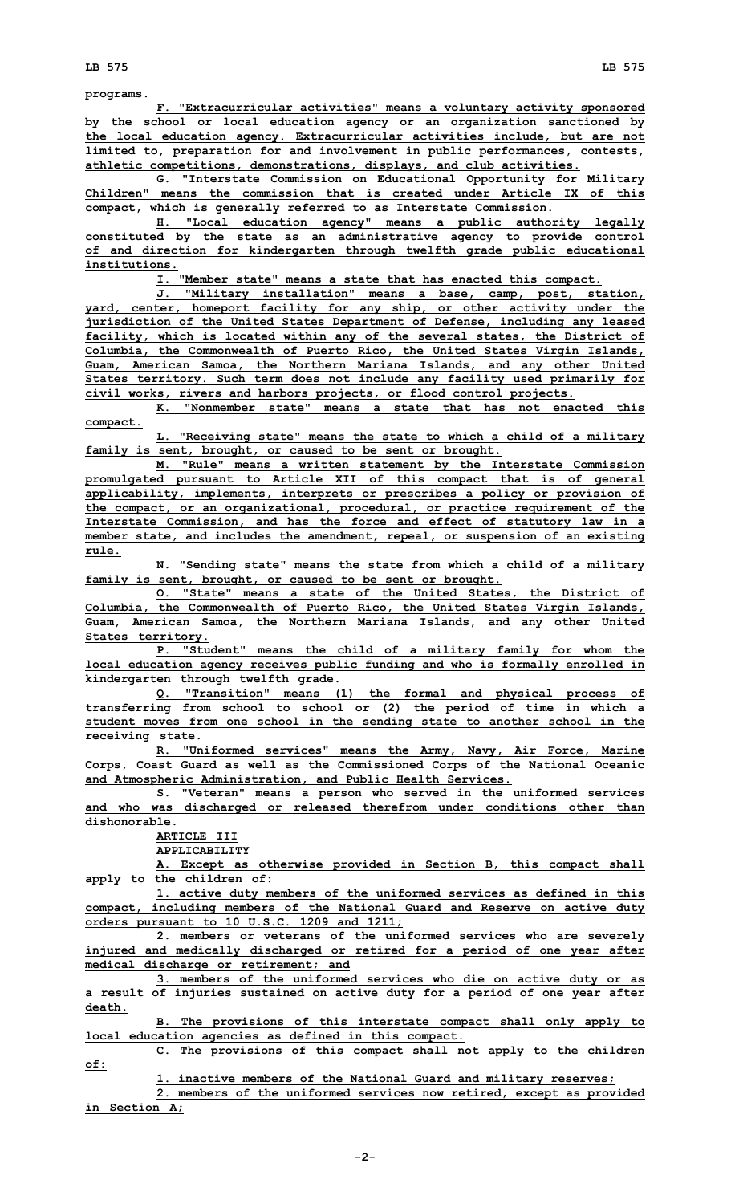programs.

F. "Extracurricular activities" means a voluntary activity sponsored by the school or local education agency or an organization sanctioned by the local education agency. Extracurricular activities include, but are not limited to, preparation for and involvement in public performances, contests, athletic competitions, demonstrations, displays, and club activities.

G. "Interstate Commission on Educational Opportunity for Military Children" means the commission that is created under Article IX of this compact, which is generally referred to as Interstate Commission.

H. "Local education agency" means a public authority legally constituted by the state as an administrative agency to provide control of and direction for kindergarten through twelfth grade public educational institutions.

I. "Member state" means a state that has enacted this compact.

J. "Military installation" means a base, camp, post, station, yard, center, homeport facility for any ship, or other activity under the jurisdiction of the United States Department of Defense, including any leased facility, which is located within any of the several states, the District of Columbia, the Commonwealth of Puerto Rico, the United States Virgin Islands, Guam, American Samoa, the Northern Mariana Islands, and any other United States territory. Such term does not include any facility used primarily for civil works, rivers and harbors projects, or flood control projects.

K. "Nonmember state" means a state that has not enacted this compact.

L. "Receiving state" means the state to which a child of a military family is sent, brought, or caused to be sent or brought.

M. "Rule" means a written statement by the Interstate Commission promulgated pursuant to Article XII of this compact that is of general applicability, implements, interprets or prescribes a policy or provision of the compact, or an organizational, procedural, or practice requirement of the Interstate Commission, and has the force and effect of statutory law in a member state, and includes the amendment, repeal, or suspension of an existing rule.

N. "Sending state" means the state from which a child of a military family is sent, brought, or caused to be sent or brought.

O. "State" means a state of the United States, the District of Columbia, the Commonwealth of Puerto Rico, the United States Virgin Islands, Guam, American Samoa, the Northern Mariana Islands, and any other United States territory.

P. "Student" means the child of a military family for whom the local education agency receives public funding and who is formally enrolled in kindergarten through twelfth grade.

Q. "Transition" means (1) the formal and physical process of transferring from school to school or (2) the period of time in which a student moves from one school in the sending state to another school in the receiving state.

R. "Uniformed services" means the Army, Navy, Air Force, Marine Corps, Coast Guard as well as the Commissioned Corps of the National Oceanic and Atmospheric Administration, and Public Health Services.

S. "Veteran" means a person who served in the uniformed services and who was discharged or released therefrom under conditions other than dishonorable.

ARTICLE III

APPLICABILITY

A. Except as otherwise provided in Section B, this compact shall apply to the children of:

1. active duty members of the uniformed services as defined in this compact, including members of the National Guard and Reserve on active duty orders pursuant to 10 U.S.C. 1209 and 1211;

2. members or veterans of the uniformed services who are severely injured and medically discharged or retired for a period of one year after medical discharge or retirement; and

3. members of the uniformed services who die on active duty or as a result of injuries sustained on active duty for a period of one year after death.

B. The provisions of this interstate compact shall only apply to local education agencies as defined in this compact.

C. The provisions of this compact shall not apply to the children of:

1. inactive members of the National Guard and military reserves;

2. members of the uniformed services now retired, except as provided in Section A;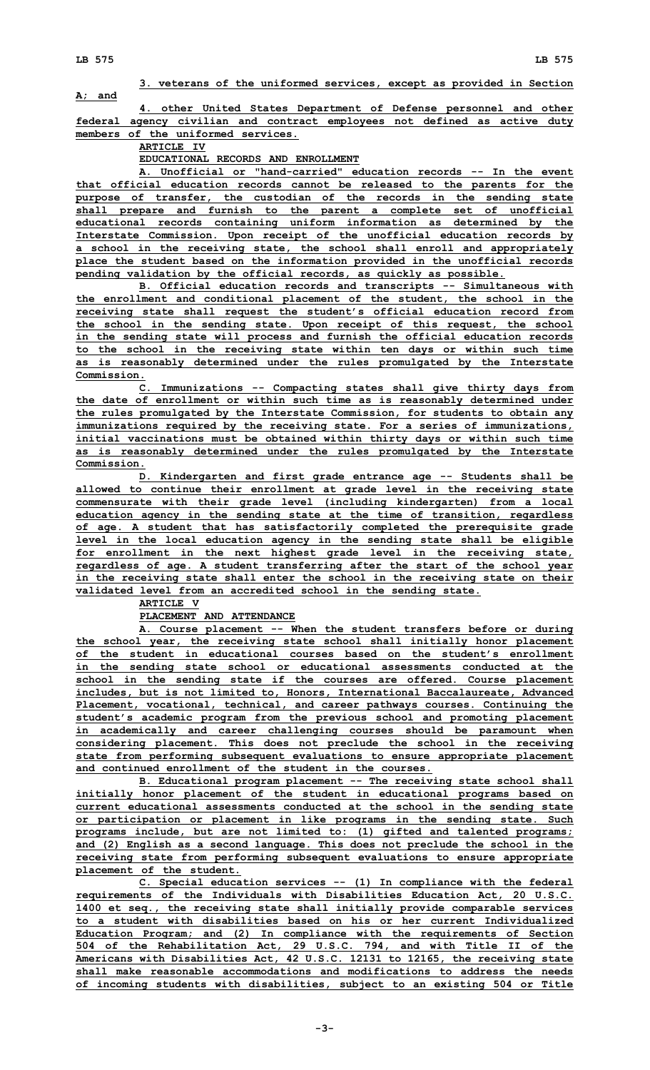3. veterans of the uniformed services, except as provided in Section A; and

4. other United States Department of Defense personnel and other federal agency civilian and contract employees not defined as active duty members of the uniformed services.

ARTICLE IV

EDUCATIONAL RECORDS AND ENROLLMENT

A. Unofficial or "hand-carried" education records -- In the event that official education records cannot be released to the parents for the purpose of transfer, the custodian of the records in the sending state shall prepare and furnish to the parent a complete set of unofficial educational records containing uniform information as determined by the Interstate Commission. Upon receipt of the unofficial education records by a school in the receiving state, the school shall enroll and appropriately place the student based on the information provided in the unofficial records pending validation by the official records, as quickly as possible.

B. Official education records and transcripts -- Simultaneous with the enrollment and conditional placement of the student, the school in the receiving state shall request the student's official education record from the school in the sending state. Upon receipt of this request, the school in the sending state will process and furnish the official education records to the school in the receiving state within ten days or within such time as is reasonably determined under the rules promulgated by the Interstate Commission.

C. Immunizations -- Compacting states shall give thirty days from the date of enrollment or within such time as is reasonably determined under the rules promulgated by the Interstate Commission, for students to obtain any immunizations required by the receiving state. For a series of immunizations, initial vaccinations must be obtained within thirty days or within such time as is reasonably determined under the rules promulgated by the Interstate Commission.

D. Kindergarten and first grade entrance age -- Students shall be allowed to continue their enrollment at grade level in the receiving state commensurate with their grade level (including kindergarten) from a local education agency in the sending state at the time of transition, regardless of age. A student that has satisfactorily completed the prerequisite grade level in the local education agency in the sending state shall be eligible for enrollment in the next highest grade level in the receiving state, regardless of age. A student transferring after the start of the school year in the receiving state shall enter the school in the receiving state on their validated level from an accredited school in the sending state.

ARTICLE V

PLACEMENT AND ATTENDANCE

A. Course placement -- When the student transfers before or during the school year, the receiving state school shall initially honor placement of the student in educational courses based on the student's enrollment in the sending state school or educational assessments conducted at the school in the sending state if the courses are offered. Course placement includes, but is not limited to, Honors, International Baccalaureate, Advanced Placement, vocational, technical, and career pathways courses. Continuing the student's academic program from the previous school and promoting placement in academically and career challenging courses should be paramount when considering placement. This does not preclude the school in the receiving state from performing subsequent evaluations to ensure appropriate placement and continued enrollment of the student in the courses.

B. Educational program placement -- The receiving state school shall initially honor placement of the student in educational programs based on current educational assessments conducted at the school in the sending state or participation or placement in like programs in the sending state. Such programs include, but are not limited to: (1) gifted and talented programs; and (2) English as a second language. This does not preclude the school in the receiving state from performing subsequent evaluations to ensure appropriate placement of the student.

C. Special education services -- (1) In compliance with the federal requirements of the Individuals with Disabilities Education Act, 20 U.S.C. 1400 et seq., the receiving state shall initially provide comparable services to a student with disabilities based on his or her current Individualized Education Program; and (2) In compliance with the requirements of Section 504 of the Rehabilitation Act, 29 U.S.C. 794, and with Title II of the Americans with Disabilities Act, 42 U.S.C. 12131 to 12165, the receiving state shall make reasonable accommodations and modifications to address the needs of incoming students with disabilities, subject to an existing 504 or Title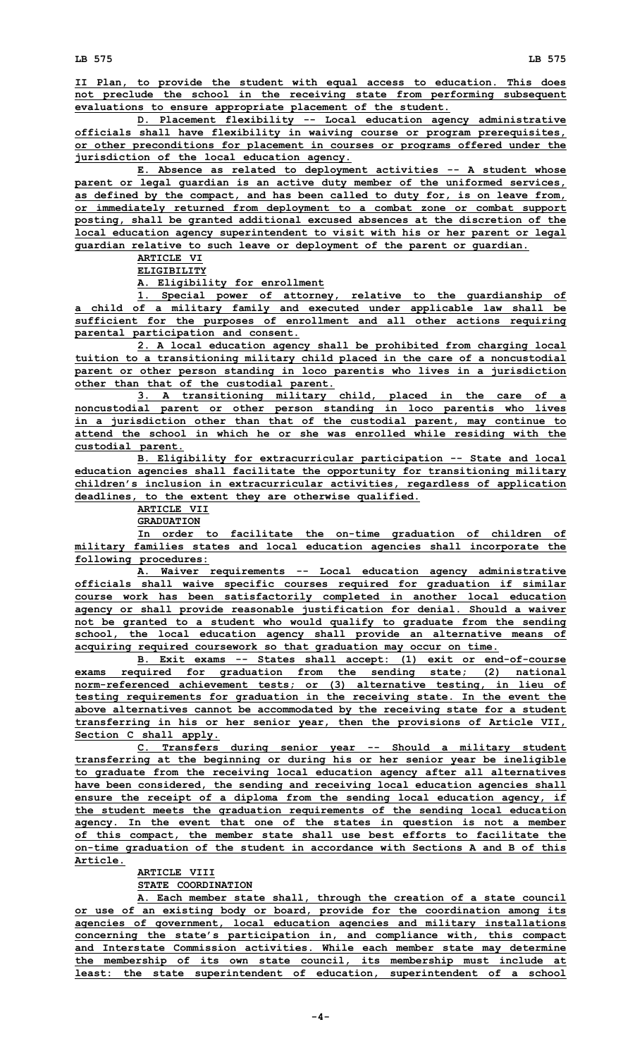II Plan, to provide the student with equal access to education. This does not preclude the school in the receiving state from performing subsequent evaluations to ensure appropriate placement of the student.

D. Placement flexibility -- Local education agency administrative officials shall have flexibility in waiving course or program prerequisites, or other preconditions for placement in courses or programs offered under the jurisdiction of the local education agency.

E. Absence as related to deployment activities -- A student whose parent or legal guardian is an active duty member of the uniformed services, as defined by the compact, and has been called to duty for, is on leave from, or immediately returned from deployment to a combat zone or combat support posting, shall be granted additional excused absences at the discretion of the local education agency superintendent to visit with his or her parent or legal guardian relative to such leave or deployment of the parent or guardian.

ARTICLE VI

ELIGIBILITY

A. Eligibility for enrollment

1. Special power of attorney, relative to the guardianship of a child of a military family and executed under applicable law shall be sufficient for the purposes of enrollment and all other actions requiring parental participation and consent.

2. A local education agency shall be prohibited from charging local tuition to a transitioning military child placed in the care of a noncustodial parent or other person standing in loco parentis who lives in a jurisdiction other than that of the custodial parent.

3. A transitioning military child, placed in the care of a noncustodial parent or other person standing in loco parentis who lives in a jurisdiction other than that of the custodial parent, may continue to attend the school in which he or she was enrolled while residing with the custodial parent.

B. Eligibility for extracurricular participation -- State and local education agencies shall facilitate the opportunity for transitioning military children's inclusion in extracurricular activities, regardless of application deadlines, to the extent they are otherwise qualified.

ARTICLE VII

GRADUATION

In order to facilitate the on-time graduation of children of military families states and local education agencies shall incorporate the following procedures:

A. Waiver requirements -- Local education agency administrative officials shall waive specific courses required for graduation if similar course work has been satisfactorily completed in another local education agency or shall provide reasonable justification for denial. Should a waiver not be granted to a student who would qualify to graduate from the sending school, the local education agency shall provide an alternative means of acquiring required coursework so that graduation may occur on time.

B. Exit exams -- States shall accept: (1) exit or end-of-course exams required for graduation from the sending state; (2) national norm-referenced achievement tests; or (3) alternative testing, in lieu of testing requirements for graduation in the receiving state. In the event the above alternatives cannot be accommodated by the receiving state for a student transferring in his or her senior year, then the provisions of Article VII, Section C shall apply.

C. Transfers during senior year -- Should a military student transferring at the beginning or during his or her senior year be ineligible to graduate from the receiving local education agency after all alternatives have been considered, the sending and receiving local education agencies shall ensure the receipt of a diploma from the sending local education agency, if the student meets the graduation requirements of the sending local education agency. In the event that one of the states in question is not a member of this compact, the member state shall use best efforts to facilitate the on-time graduation of the student in accordance with Sections A and B of this Article.

ARTICLE VIII

STATE COORDINATION

A. Each member state shall, through the creation of a state council or use of an existing body or board, provide for the coordination among its agencies of government, local education agencies and military installations concerning the state's participation in, and compliance with, this compact and Interstate Commission activities. While each member state may determine the membership of its own state council, its membership must include at least: the state superintendent of education, superintendent of a school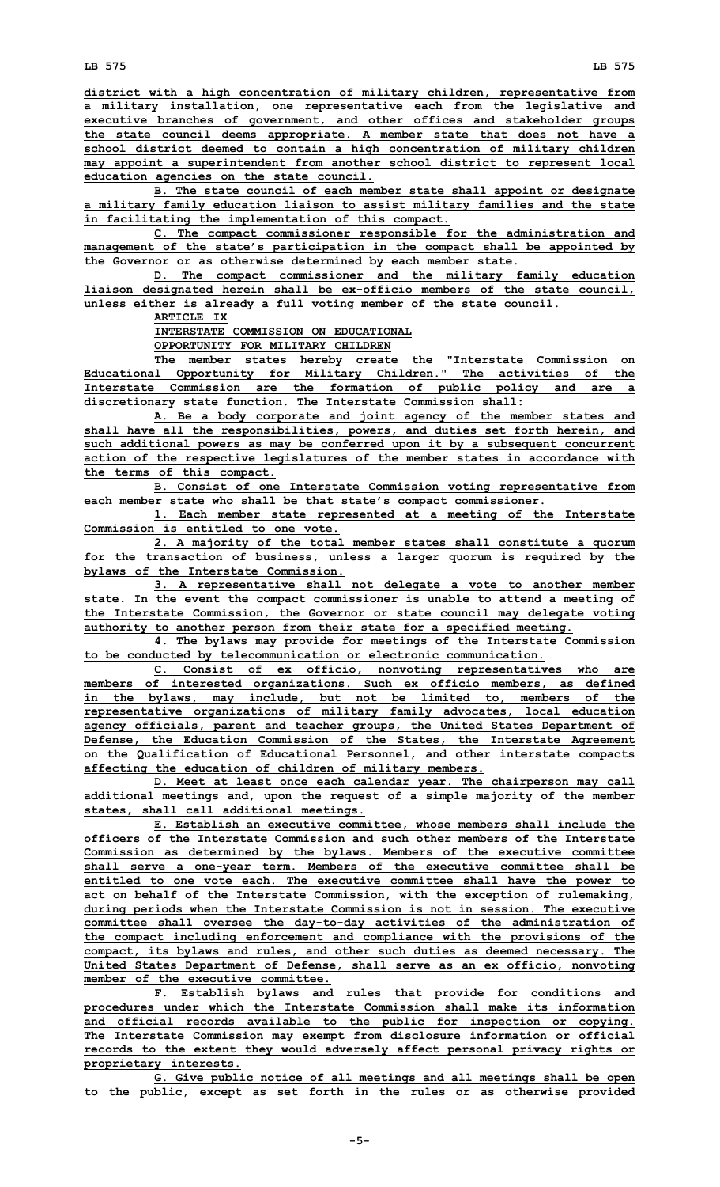district with a high concentration of military children, representative from a military installation, one representative each from the legislative and executive branches of government, and other offices and stakeholder groups the state council deems appropriate. A member state that does not have a school district deemed to contain a high concentration of military children may appoint a superintendent from another school district to represent local education agencies on the state council.

B. The state council of each member state shall appoint or designate a military family education liaison to assist military families and the state in facilitating the implementation of this compact.

C. The compact commissioner responsible for the administration and management of the state's participation in the compact shall be appointed by the Governor or as otherwise determined by each member state.

D. The compact commissioner and the military family education liaison designated herein shall be ex-officio members of the state council, unless either is already a full voting member of the state council.

ARTICLE IX

INTERSTATE COMMISSION ON EDUCATIONAL

OPPORTUNITY FOR MILITARY CHILDREN

The member states hereby create the "Interstate Commission on Educational Opportunity for Military Children." The activities of the Interstate Commission are the formation of public policy and are a discretionary state function. The Interstate Commission shall:

A. Be a body corporate and joint agency of the member states and shall have all the responsibilities, powers, and duties set forth herein, and such additional powers as may be conferred upon it by a subsequent concurrent action of the respective legislatures of the member states in accordance with the terms of this compact.

B. Consist of one Interstate Commission voting representative from each member state who shall be that state's compact commissioner.

1. Each member state represented at a meeting of the Interstate Commission is entitled to one vote.

2. A majority of the total member states shall constitute a quorum for the transaction of business, unless a larger quorum is required by the bylaws of the Interstate Commission.

3. A representative shall not delegate a vote to another member state. In the event the compact commissioner is unable to attend a meeting of the Interstate Commission, the Governor or state council may delegate voting authority to another person from their state for a specified meeting.

4. The bylaws may provide for meetings of the Interstate Commission to be conducted by telecommunication or electronic communication.

C. Consist of ex officio, nonvoting representatives who are members of interested organizations. Such ex officio members, as defined in the bylaws, may include, but not be limited to, members of the representative organizations of military family advocates, local education agency officials, parent and teacher groups, the United States Department of Defense, the Education Commission of the States, the Interstate Agreement on the Qualification of Educational Personnel, and other interstate compacts affecting the education of children of military members.

D. Meet at least once each calendar year. The chairperson may call additional meetings and, upon the request of a simple majority of the member states, shall call additional meetings.

E. Establish an executive committee, whose members shall include the officers of the Interstate Commission and such other members of the Interstate Commission as determined by the bylaws. Members of the executive committee shall serve a one-year term. Members of the executive committee shall be entitled to one vote each. The executive committee shall have the power to act on behalf of the Interstate Commission, with the exception of rulemaking, during periods when the Interstate Commission is not in session. The executive committee shall oversee the day-to-day activities of the administration of the compact including enforcement and compliance with the provisions of the compact, its bylaws and rules, and other such duties as deemed necessary. The United States Department of Defense, shall serve as an ex officio, nonvoting member of the executive committee.

F. Establish bylaws and rules that provide for conditions and procedures under which the Interstate Commission shall make its information and official records available to the public for inspection or copying. The Interstate Commission may exempt from disclosure information or official records to the extent they would adversely affect personal privacy rights or proprietary interests.

G. Give public notice of all meetings and all meetings shall be open to the public, except as set forth in the rules or as otherwise provided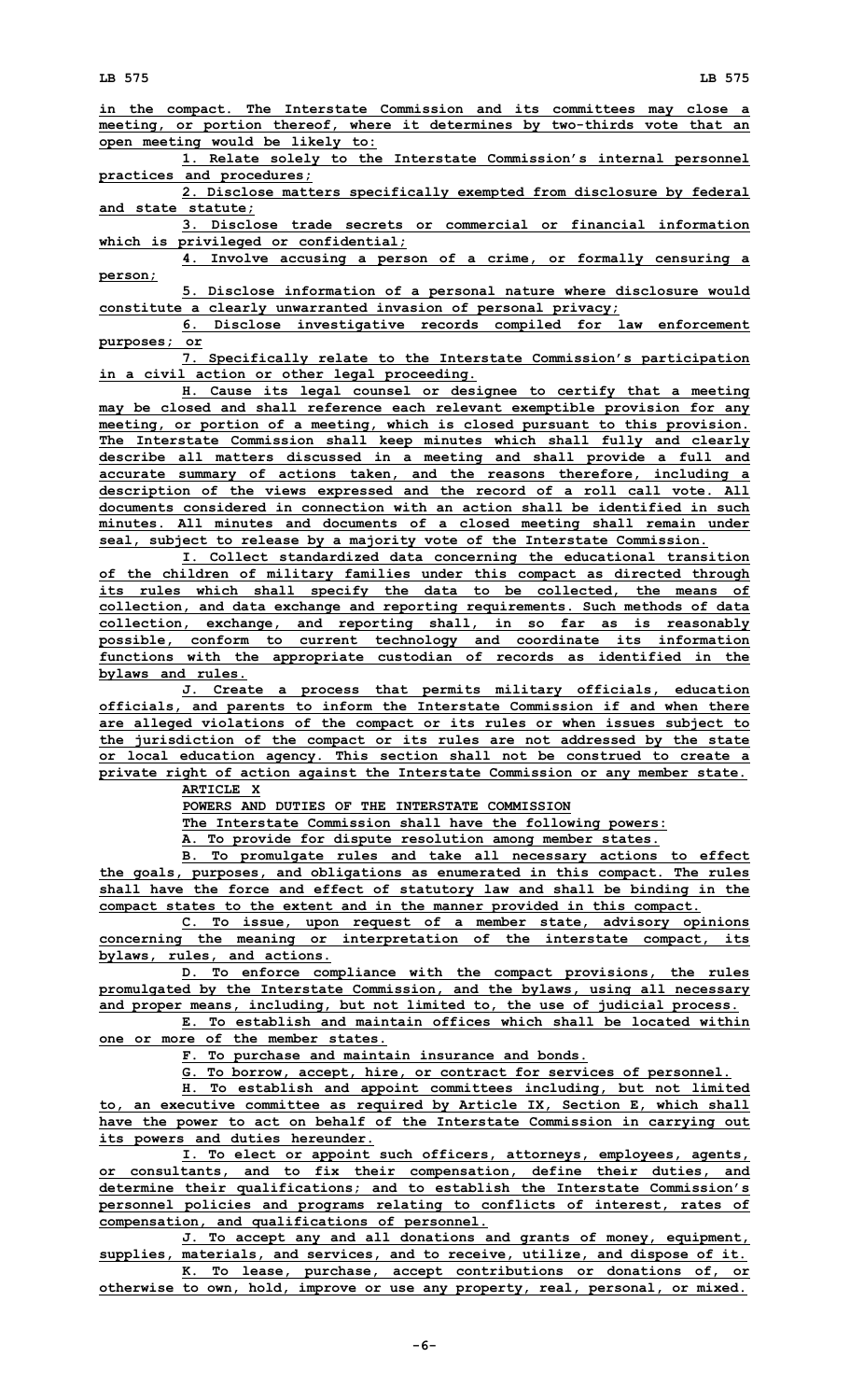in the compact. The Interstate Commission and its committees may close a meeting, or portion thereof, where it determines by two-thirds vote that an open meeting would be likely to:

1. Relate solely to the Interstate Commission's internal personnel practices and procedures;

2. Disclose matters specifically exempted from disclosure by federal and state statute;

3. Disclose trade secrets or commercial or financial information which is privileged or confidential;

4. Involve accusing a person of a crime, or formally censuring a person;

5. Disclose information of a personal nature where disclosure would constitute a clearly unwarranted invasion of personal privacy;

6. Disclose investigative records compiled for law enforcement purposes; or

7. Specifically relate to the Interstate Commission's participation in a civil action or other legal proceeding.

H. Cause its legal counsel or designee to certify that a meeting may be closed and shall reference each relevant exemptible provision for any meeting, or portion of a meeting, which is closed pursuant to this provision. The Interstate Commission shall keep minutes which shall fully and clearly describe all matters discussed in a meeting and shall provide a full and accurate summary of actions taken, and the reasons therefore, including a description of the views expressed and the record of a roll call vote. All documents considered in connection with an action shall be identified in such minutes. All minutes and documents of a closed meeting shall remain under seal, subject to release by a majority vote of the Interstate Commission.

I. Collect standardized data concerning the educational transition of the children of military families under this compact as directed through its rules which shall specify the data to be collected, the means of collection, and data exchange and reporting requirements. Such methods of data collection, exchange, and reporting shall, in so far as is reasonably possible, conform to current technology and coordinate its information functions with the appropriate custodian of records as identified in the bylaws and rules.

J. Create a process that permits military officials, education officials, and parents to inform the Interstate Commission if and when there are alleged violations of the compact or its rules or when issues subject to the jurisdiction of the compact or its rules are not addressed by the state or local education agency. This section shall not be construed to create a private right of action against the Interstate Commission or any member state.

ARTICLE X

POWERS AND DUTIES OF THE INTERSTATE COMMISSION

The Interstate Commission shall have the following powers:

A. To provide for dispute resolution among member states.

B. To promulgate rules and take all necessary actions to effect the goals, purposes, and obligations as enumerated in this compact. The rules shall have the force and effect of statutory law and shall be binding in the compact states to the extent and in the manner provided in this compact.

C. To issue, upon request of a member state, advisory opinions concerning the meaning or interpretation of the interstate compact, its bylaws, rules, and actions.

D. To enforce compliance with the compact provisions, the rules promulgated by the Interstate Commission, and the bylaws, using all necessary and proper means, including, but not limited to, the use of judicial process.

E. To establish and maintain offices which shall be located within one or more of the member states.

F. To purchase and maintain insurance and bonds.

G. To borrow, accept, hire, or contract for services of personnel.

H. To establish and appoint committees including, but not limited to, an executive committee as required by Article IX, Section E, which shall have the power to act on behalf of the Interstate Commission in carrying out its powers and duties hereunder.

I. To elect or appoint such officers, attorneys, employees, agents, or consultants, and to fix their compensation, define their duties, and determine their qualifications; and to establish the Interstate Commission's personnel policies and programs relating to conflicts of interest, rates of compensation, and qualifications of personnel.

J. To accept any and all donations and grants of money, equipment, supplies, materials, and services, and to receive, utilize, and dispose of it.

K. To lease, purchase, accept contributions or donations of, or otherwise to own, hold, improve or use any property, real, personal, or mixed.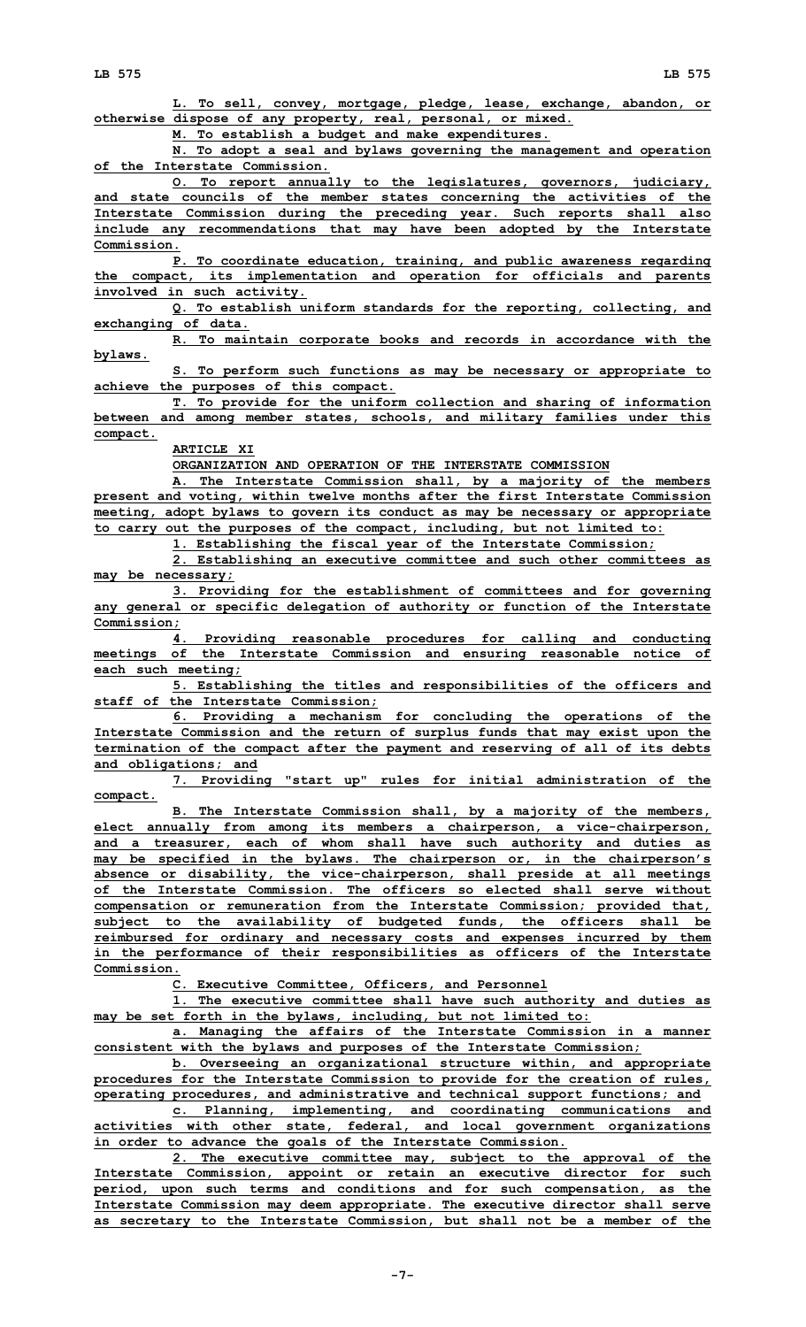L. To sell, convey, mortgage, pledge, lease, exchange, abandon, or otherwise dispose of any property, real, personal, or mixed.

M. To establish a budget and make expenditures.

N. To adopt a seal and bylaws governing the management and operation of the Interstate Commission.

O. To report annually to the legislatures, governors, judiciary, and state councils of the member states concerning the activities of the Interstate Commission during the preceding year. Such reports shall also include any recommendations that may have been adopted by the Interstate Commission.

P. To coordinate education, training, and public awareness regarding the compact, its implementation and operation for officials and parents involved in such activity.

Q. To establish uniform standards for the reporting, collecting, and exchanging of data.

R. To maintain corporate books and records in accordance with the bylaws.

S. To perform such functions as may be necessary or appropriate to achieve the purposes of this compact.

T. To provide for the uniform collection and sharing of information between and among member states, schools, and military families under this compact.

ARTICLE XI

ORGANIZATION AND OPERATION OF THE INTERSTATE COMMISSION

A. The Interstate Commission shall, by a majority of the members present and voting, within twelve months after the first Interstate Commission meeting, adopt bylaws to govern its conduct as may be necessary or appropriate to carry out the purposes of the compact, including, but not limited to:

1. Establishing the fiscal year of the Interstate Commission;

2. Establishing an executive committee and such other committees as may be necessary;

3. Providing for the establishment of committees and for governing any general or specific delegation of authority or function of the Interstate Commission;

4. Providing reasonable procedures for calling and conducting meetings of the Interstate Commission and ensuring reasonable notice of each such meeting;

5. Establishing the titles and responsibilities of the officers and staff of the Interstate Commission;

6. Providing a mechanism for concluding the operations of the Interstate Commission and the return of surplus funds that may exist upon the termination of the compact after the payment and reserving of all of its debts and obligations; and

7. Providing "start up" rules for initial administration of the compact.

B. The Interstate Commission shall, by a majority of the members, elect annually from among its members a chairperson, a vice-chairperson, and a treasurer, each of whom shall have such authority and duties as may be specified in the bylaws. The chairperson or, in the chairperson's absence or disability, the vice-chairperson, shall preside at all meetings of the Interstate Commission. The officers so elected shall serve without compensation or remuneration from the Interstate Commission; provided that, subject to the availability of budgeted funds, the officers shall be reimbursed for ordinary and necessary costs and expenses incurred by them in the performance of their responsibilities as officers of the Interstate Commission.

C. Executive Committee, Officers, and Personnel

1. The executive committee shall have such authority and duties as may be set forth in the bylaws, including, but not limited to:

a. Managing the affairs of the Interstate Commission in a manner consistent with the bylaws and purposes of the Interstate Commission;

b. Overseeing an organizational structure within, and appropriate procedures for the Interstate Commission to provide for the creation of rules, operating procedures, and administrative and technical support functions; and

c. Planning, implementing, and coordinating communications and activities with other state, federal, and local government organizations in order to advance the goals of the Interstate Commission.

2. The executive committee may, subject to the approval of the Interstate Commission, appoint or retain an executive director for such period, upon such terms and conditions and for such compensation, as the Interstate Commission may deem appropriate. The executive director shall serve as secretary to the Interstate Commission, but shall not be a member of the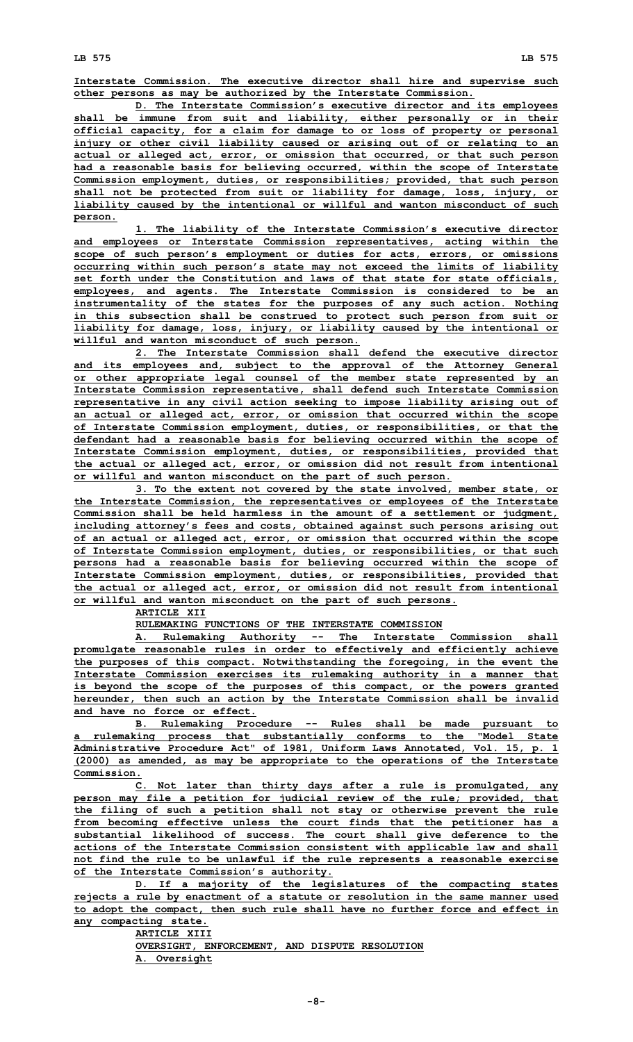Interstate Commission. The executive director shall hire and supervise such other persons as may be authorized by the Interstate Commission.

D. The Interstate Commission's executive director and its employees shall be immune from suit and liability, either personally or in their official capacity, for a claim for damage to or loss of property or personal injury or other civil liability caused or arising out of or relating to an actual or alleged act, error, or omission that occurred, or that such person had a reasonable basis for believing occurred, within the scope of Interstate Commission employment, duties, or responsibilities; provided, that such person shall not be protected from suit or liability for damage, loss, injury, or liability caused by the intentional or willful and wanton misconduct of such person.

1. The liability of the Interstate Commission's executive director and employees or Interstate Commission representatives, acting within the scope of such person's employment or duties for acts, errors, or omissions occurring within such person's state may not exceed the limits of liability set forth under the Constitution and laws of that state for state officials, employees, and agents. The Interstate Commission is considered to be an instrumentality of the states for the purposes of any such action. Nothing in this subsection shall be construed to protect such person from suit or liability for damage, loss, injury, or liability caused by the intentional or willful and wanton misconduct of such person.

2. The Interstate Commission shall defend the executive director and its employees and, subject to the approval of the Attorney General or other appropriate legal counsel of the member state represented by an Interstate Commission representative, shall defend such Interstate Commission representative in any civil action seeking to impose liability arising out of an actual or alleged act, error, or omission that occurred within the scope of Interstate Commission employment, duties, or responsibilities, or that the defendant had a reasonable basis for believing occurred within the scope of Interstate Commission employment, duties, or responsibilities, provided that the actual or alleged act, error, or omission did not result from intentional or willful and wanton misconduct on the part of such person.

3. To the extent not covered by the state involved, member state, or the Interstate Commission, the representatives or employees of the Interstate Commission shall be held harmless in the amount of a settlement or judgment, including attorney's fees and costs, obtained against such persons arising out of an actual or alleged act, error, or omission that occurred within the scope of Interstate Commission employment, duties, or responsibilities, or that such persons had a reasonable basis for believing occurred within the scope of Interstate Commission employment, duties, or responsibilities, provided that the actual or alleged act, error, or omission did not result from intentional or willful and wanton misconduct on the part of such persons.

## ARTICLE XII

## RULEMAKING FUNCTIONS OF THE INTERSTATE COMMISSION

A. Rulemaking Authority -- The Interstate Commission shall promulgate reasonable rules in order to effectively and efficiently achieve the purposes of this compact. Notwithstanding the foregoing, in the event the Interstate Commission exercises its rulemaking authority in a manner that is beyond the scope of the purposes of this compact, or the powers granted hereunder, then such an action by the Interstate Commission shall be invalid and have no force or effect.

B. Rulemaking Procedure -- Rules shall be made pursuant to a rulemaking process that substantially conforms to the "Model State Administrative Procedure Act" of 1981, Uniform Laws Annotated, Vol. 15, p. 1 (2000) as amended, as may be appropriate to the operations of the Interstate Commission.

C. Not later than thirty days after a rule is promulgated, any person may file a petition for judicial review of the rule; provided, that the filing of such a petition shall not stay or otherwise prevent the rule from becoming effective unless the court finds that the petitioner has a substantial likelihood of success. The court shall give deference to the actions of the Interstate Commission consistent with applicable law and shall not find the rule to be unlawful if the rule represents a reasonable exercise of the Interstate Commission's authority.

D. If a majority of the legislatures of the compacting states rejects a rule by enactment of a statute or resolution in the same manner used to adopt the compact, then such rule shall have no further force and effect in any compacting state.

## ARTICLE XIII

## OVERSIGHT, ENFORCEMENT, AND DISPUTE RESOLUTION

A. Oversight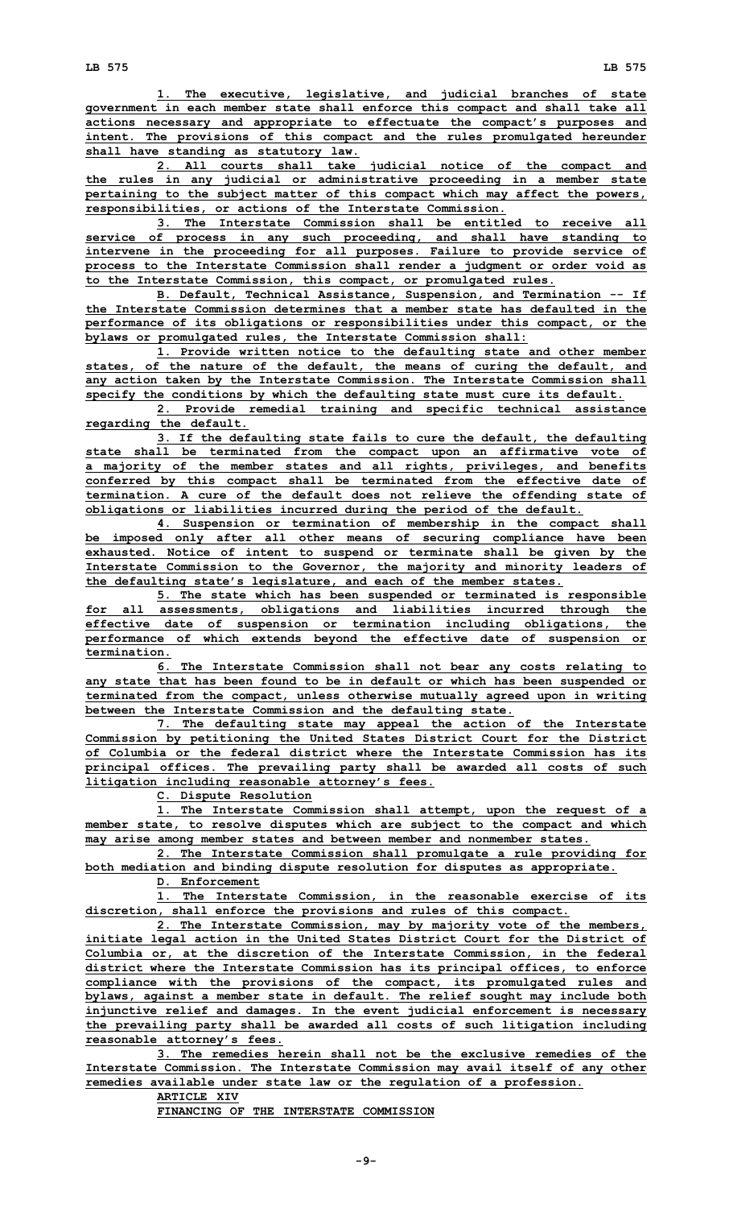1. The executive, legislative, and judicial branches of state government in each member state shall enforce this compact and shall take all actions necessary and appropriate to effectuate the compact's purposes and intent. The provisions of this compact and the rules promulgated hereunder shall have standing as statutory law.

2. All courts shall take judicial notice of the compact and the rules in any judicial or administrative proceeding in a member state pertaining to the subject matter of this compact which may affect the powers, responsibilities, or actions of the Interstate Commission.

3. The Interstate Commission shall be entitled to receive all service of process in any such proceeding, and shall have standing to intervene in the proceeding for all purposes. Failure to provide service of process to the Interstate Commission shall render a judgment or order void as to the Interstate Commission, this compact, or promulgated rules.

B. Default, Technical Assistance, Suspension, and Termination -- If the Interstate Commission determines that a member state has defaulted in the performance of its obligations or responsibilities under this compact, or the bylaws or promulgated rules, the Interstate Commission shall:

1. Provide written notice to the defaulting state and other member states, of the nature of the default, the means of curing the default, and any action taken by the Interstate Commission. The Interstate Commission shall specify the conditions by which the defaulting state must cure its default.

2. Provide remedial training and specific technical assistance regarding the default.

3. If the defaulting state fails to cure the default, the defaulting state shall be terminated from the compact upon an affirmative vote of a majority of the member states and all rights, privileges, and benefits conferred by this compact shall be terminated from the effective date of termination. A cure of the default does not relieve the offending state of obligations or liabilities incurred during the period of the default.

4. Suspension or termination of membership in the compact shall be imposed only after all other means of securing compliance have been exhausted. Notice of intent to suspend or terminate shall be given by the Interstate Commission to the Governor, the majority and minority leaders of the defaulting state's legislature, and each of the member states.

5. The state which has been suspended or terminated is responsible for all assessments, obligations and liabilities incurred through the effective date of suspension or termination including obligations, the performance of which extends beyond the effective date of suspension or termination.

6. The Interstate Commission shall not bear any costs relating to any state that has been found to be in default or which has been suspended or terminated from the compact, unless otherwise mutually agreed upon in writing between the Interstate Commission and the defaulting state.

7. The defaulting state may appeal the action of the Interstate Commission by petitioning the United States District Court for the District of Columbia or the federal district where the Interstate Commission has its principal offices. The prevailing party shall be awarded all costs of such litigation including reasonable attorney's fees.

C. Dispute Resolution

1. The Interstate Commission shall attempt, upon the request of a member state, to resolve disputes which are subject to the compact and which may arise among member states and between member and nonmember states.

2. The Interstate Commission shall promulgate a rule providing for both mediation and binding dispute resolution for disputes as appropriate.

D. Enforcement

1. The Interstate Commission, in the reasonable exercise of its discretion, shall enforce the provisions and rules of this compact.

2. The Interstate Commission, may by majority vote of the members, initiate legal action in the United States District Court for the District of Columbia or, at the discretion of the Interstate Commission, in the federal district where the Interstate Commission has its principal offices, to enforce compliance with the provisions of the compact, its promulgated rules and bylaws, against a member state in default. The relief sought may include both injunctive relief and damages. In the event judicial enforcement is necessary the prevailing party shall be awarded all costs of such litigation including reasonable attorney's fees.

3. The remedies herein shall not be the exclusive remedies of the Interstate Commission. The Interstate Commission may avail itself of any other remedies available under state law or the regulation of a profession.

ARTICLE XIV

FINANCING OF THE INTERSTATE COMMISSION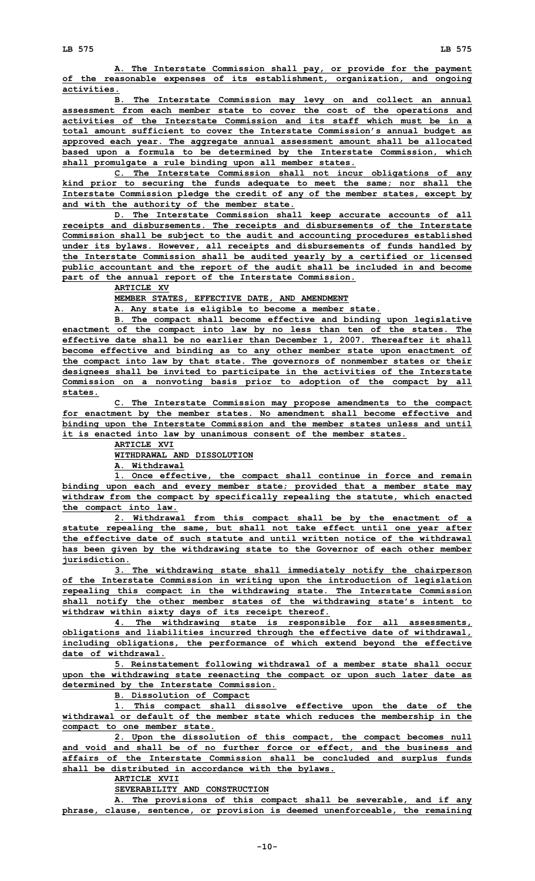A. The Interstate Commission shall pay, or provide for the payment of the reasonable expenses of its establishment, organization, and ongoing activities.

B. The Interstate Commission may levy on and collect an annual assessment from each member state to cover the cost of the operations and activities of the Interstate Commission and its staff which must be in a total amount sufficient to cover the Interstate Commission's annual budget as approved each year. The aggregate annual assessment amount shall be allocated based upon a formula to be determined by the Interstate Commission, which shall promulgate a rule binding upon all member states.

C. The Interstate Commission shall not incur obligations of any kind prior to securing the funds adequate to meet the same; nor shall the Interstate Commission pledge the credit of any of the member states, except by and with the authority of the member state.

D. The Interstate Commission shall keep accurate accounts of all receipts and disbursements. The receipts and disbursements of the Interstate Commission shall be subject to the audit and accounting procedures established under its bylaws. However, all receipts and disbursements of funds handled by the Interstate Commission shall be audited yearly by a certified or licensed public accountant and the report of the audit shall be included in and become part of the annual report of the Interstate Commission.

ARTICLE XV

MEMBER STATES, EFFECTIVE DATE, AND AMENDMENT

A. Any state is eligible to become a member state.

B. The compact shall become effective and binding upon legislative enactment of the compact into law by no less than ten of the states. The effective date shall be no earlier than December 1, 2007. Thereafter it shall become effective and binding as to any other member state upon enactment of the compact into law by that state. The governors of nonmember states or their designees shall be invited to participate in the activities of the Interstate Commission on a nonvoting basis prior to adoption of the compact by all states.

C. The Interstate Commission may propose amendments to the compact for enactment by the member states. No amendment shall become effective and binding upon the Interstate Commission and the member states unless and until it is enacted into law by unanimous consent of the member states.

ARTICLE XVI

WITHDRAWAL AND DISSOLUTION

A. Withdrawal

1. Once effective, the compact shall continue in force and remain binding upon each and every member state; provided that a member state may withdraw from the compact by specifically repealing the statute, which enacted the compact into law.

2. Withdrawal from this compact shall be by the enactment of a statute repealing the same, but shall not take effect until one year after the effective date of such statute and until written notice of the withdrawal has been given by the withdrawing state to the Governor of each other member jurisdiction.

3. The withdrawing state shall immediately notify the chairperson of the Interstate Commission in writing upon the introduction of legislation repealing this compact in the withdrawing state. The Interstate Commission shall notify the other member states of the withdrawing state's intent to withdraw within sixty days of its receipt thereof.

4. The withdrawing state is responsible for all assessments, obligations and liabilities incurred through the effective date of withdrawal, including obligations, the performance of which extend beyond the effective date of withdrawal.

5. Reinstatement following withdrawal of a member state shall occur upon the withdrawing state reenacting the compact or upon such later date as determined by the Interstate Commission.

B. Dissolution of Compact

1. This compact shall dissolve effective upon the date of the withdrawal or default of the member state which reduces the membership in the compact to one member state.

2. Upon the dissolution of this compact, the compact becomes null and void and shall be of no further force or effect, and the business and affairs of the Interstate Commission shall be concluded and surplus funds shall be distributed in accordance with the bylaws.

ARTICLE XVII

SEVERABILITY AND CONSTRUCTION

A. The provisions of this compact shall be severable, and if any phrase, clause, sentence, or provision is deemed unenforceable, the remaining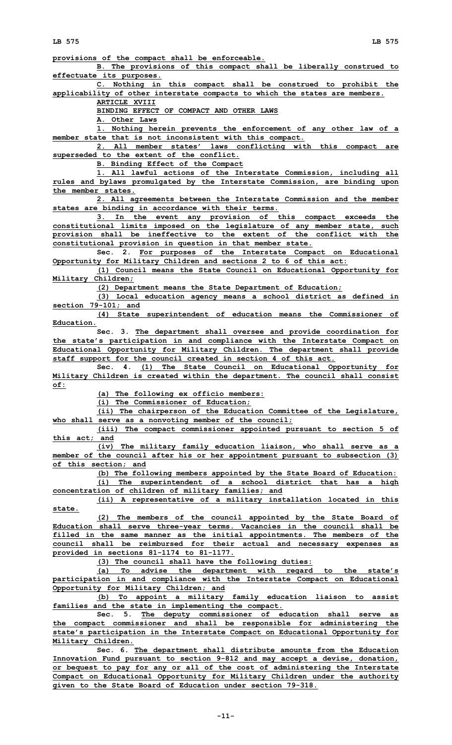provisions of the compact shall be enforceable.

B. The provisions of this compact shall be liberally construed to effectuate its purposes.

C. Nothing in this compact shall be construed to prohibit the applicability of other interstate compacts to which the states are members.

ARTICLE XVIII

BINDING EFFECT OF COMPACT AND OTHER LAWS

A. Other Laws

1. Nothing herein prevents the enforcement of any other law of a member state that is not inconsistent with this compact.

2. All member states' laws conflicting with this compact are superseded to the extent of the conflict.

B. Binding Effect of the Compact

1. All lawful actions of the Interstate Commission, including all rules and bylaws promulgated by the Interstate Commission, are binding upon the member states.

2. All agreements between the Interstate Commission and the member states are binding in accordance with their terms.

3. In the event any provision of this compact exceeds the constitutional limits imposed on the legislature of any member state, such provision shall be ineffective to the extent of the conflict with the constitutional provision in question in that member state.

Sec. 2. For purposes of the Interstate Compact on Educational Opportunity for Military Children and sections 2 to 6 of this act:

(1) Council means the State Council on Educational Opportunity for Military Children;

(2) Department means the State Department of Education;

(3) Local education agency means a school district as defined in section 79-101; and

(4) State superintendent of education means the Commissioner of Education.

Sec. 3. The department shall oversee and provide coordination for the state's participation in and compliance with the Interstate Compact on Educational Opportunity for Military Children. The department shall provide staff support for the council created in section 4 of this act.

Sec. 4. (1) The State Council on Educational Opportunity for Military Children is created within the department. The council shall consist of:

(a) The following ex officio members:

(i) The Commissioner of Education;

(ii) The chairperson of the Education Committee of the Legislature, who shall serve as a nonvoting member of the council;

(iii) The compact commissioner appointed pursuant to section 5 of this act; and

(iv) The military family education liaison, who shall serve as a member of the council after his or her appointment pursuant to subsection (3) of this section; and

(b) The following members appointed by the State Board of Education:

(i) The superintendent of a school district that has a high concentration of children of military families; and

(ii) A representative of a military installation located in this state.

(2) The members of the council appointed by the State Board of Education shall serve three-year terms. Vacancies in the council shall be filled in the same manner as the initial appointments. The members of the council shall be reimbursed for their actual and necessary expenses as provided in sections 81-1174 to 81-1177.

(3) The council shall have the following duties:

(a) To advise the department with regard to the state's participation in and compliance with the Interstate Compact on Educational Opportunity for Military Children; and

(b) To appoint a military family education liaison to assist families and the state in implementing the compact.

Sec. 5. The deputy commissioner of education shall serve as the compact commissioner and shall be responsible for administering the state's participation in the Interstate Compact on Educational Opportunity for Military Children.

Sec. 6. The department shall distribute amounts from the Education Innovation Fund pursuant to section 9-812 and may accept a devise, donation, or bequest to pay for any or all of the cost of administering the Interstate Compact on Educational Opportunity for Military Children under the authority given to the State Board of Education under section 79-318.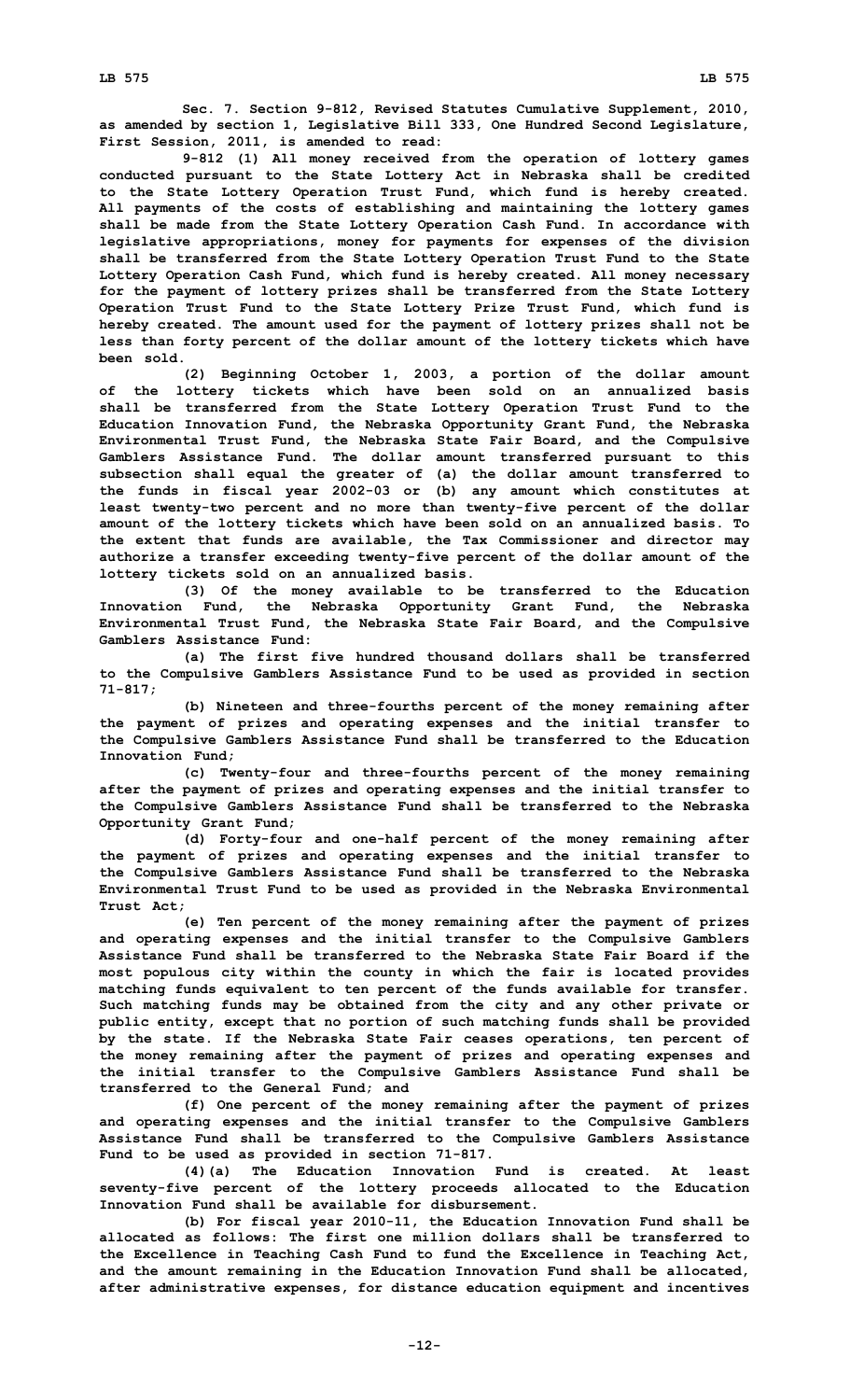**Sec. 7. Section 9-812, Revised Statutes Cumulative Supplement, 2010, as amended by section 1, Legislative Bill 333, One Hundred Second Legislature, First Session, 2011, is amended to read:**

**9-812 (1) All money received from the operation of lottery games conducted pursuant to the State Lottery Act in Nebraska shall be credited to the State Lottery Operation Trust Fund, which fund is hereby created. All payments of the costs of establishing and maintaining the lottery games shall be made from the State Lottery Operation Cash Fund. In accordance with legislative appropriations, money for payments for expenses of the division shall be transferred from the State Lottery Operation Trust Fund to the State Lottery Operation Cash Fund, which fund is hereby created. All money necessary for the payment of lottery prizes shall be transferred from the State Lottery Operation Trust Fund to the State Lottery Prize Trust Fund, which fund is hereby created. The amount used for the payment of lottery prizes shall not be less than forty percent of the dollar amount of the lottery tickets which have been sold.**

**(2) Beginning October 1, 2003, a portion of the dollar amount of the lottery tickets which have been sold on an annualized basis shall be transferred from the State Lottery Operation Trust Fund to the Education Innovation Fund, the Nebraska Opportunity Grant Fund, the Nebraska Environmental Trust Fund, the Nebraska State Fair Board, and the Compulsive Gamblers Assistance Fund. The dollar amount transferred pursuant to this subsection shall equal the greater of (a) the dollar amount transferred to the funds in fiscal year 2002-03 or (b) any amount which constitutes at least twenty-two percent and no more than twenty-five percent of the dollar amount of the lottery tickets which have been sold on an annualized basis. To the extent that funds are available, the Tax Commissioner and director may authorize a transfer exceeding twenty-five percent of the dollar amount of the lottery tickets sold on an annualized basis.**

**(3) Of the money available to be transferred to the Education Innovation Fund, the Nebraska Opportunity Grant Fund, the Nebraska Environmental Trust Fund, the Nebraska State Fair Board, and the Compulsive Gamblers Assistance Fund:**

**(a) The first five hundred thousand dollars shall be transferred to the Compulsive Gamblers Assistance Fund to be used as provided in section 71-817;**

**(b) Nineteen and three-fourths percent of the money remaining after the payment of prizes and operating expenses and the initial transfer to the Compulsive Gamblers Assistance Fund shall be transferred to the Education Innovation Fund;**

**(c) Twenty-four and three-fourths percent of the money remaining after the payment of prizes and operating expenses and the initial transfer to the Compulsive Gamblers Assistance Fund shall be transferred to the Nebraska Opportunity Grant Fund;**

**(d) Forty-four and one-half percent of the money remaining after the payment of prizes and operating expenses and the initial transfer to the Compulsive Gamblers Assistance Fund shall be transferred to the Nebraska Environmental Trust Fund to be used as provided in the Nebraska Environmental Trust Act;**

**(e) Ten percent of the money remaining after the payment of prizes and operating expenses and the initial transfer to the Compulsive Gamblers Assistance Fund shall be transferred to the Nebraska State Fair Board if the most populous city within the county in which the fair is located provides matching funds equivalent to ten percent of the funds available for transfer. Such matching funds may be obtained from the city and any other private or public entity, except that no portion of such matching funds shall be provided by the state. If the Nebraska State Fair ceases operations, ten percent of the money remaining after the payment of prizes and operating expenses and the initial transfer to the Compulsive Gamblers Assistance Fund shall be transferred to the General Fund; and**

**(f) One percent of the money remaining after the payment of prizes and operating expenses and the initial transfer to the Compulsive Gamblers Assistance Fund shall be transferred to the Compulsive Gamblers Assistance Fund to be used as provided in section 71-817.**

**(4)(a) The Education Innovation Fund is created. At least seventy-five percent of the lottery proceeds allocated to the Education Innovation Fund shall be available for disbursement.**

**(b) For fiscal year 2010-11, the Education Innovation Fund shall be allocated as follows: The first one million dollars shall be transferred to the Excellence in Teaching Cash Fund to fund the Excellence in Teaching Act, and the amount remaining in the Education Innovation Fund shall be allocated, after administrative expenses, for distance education equipment and incentives**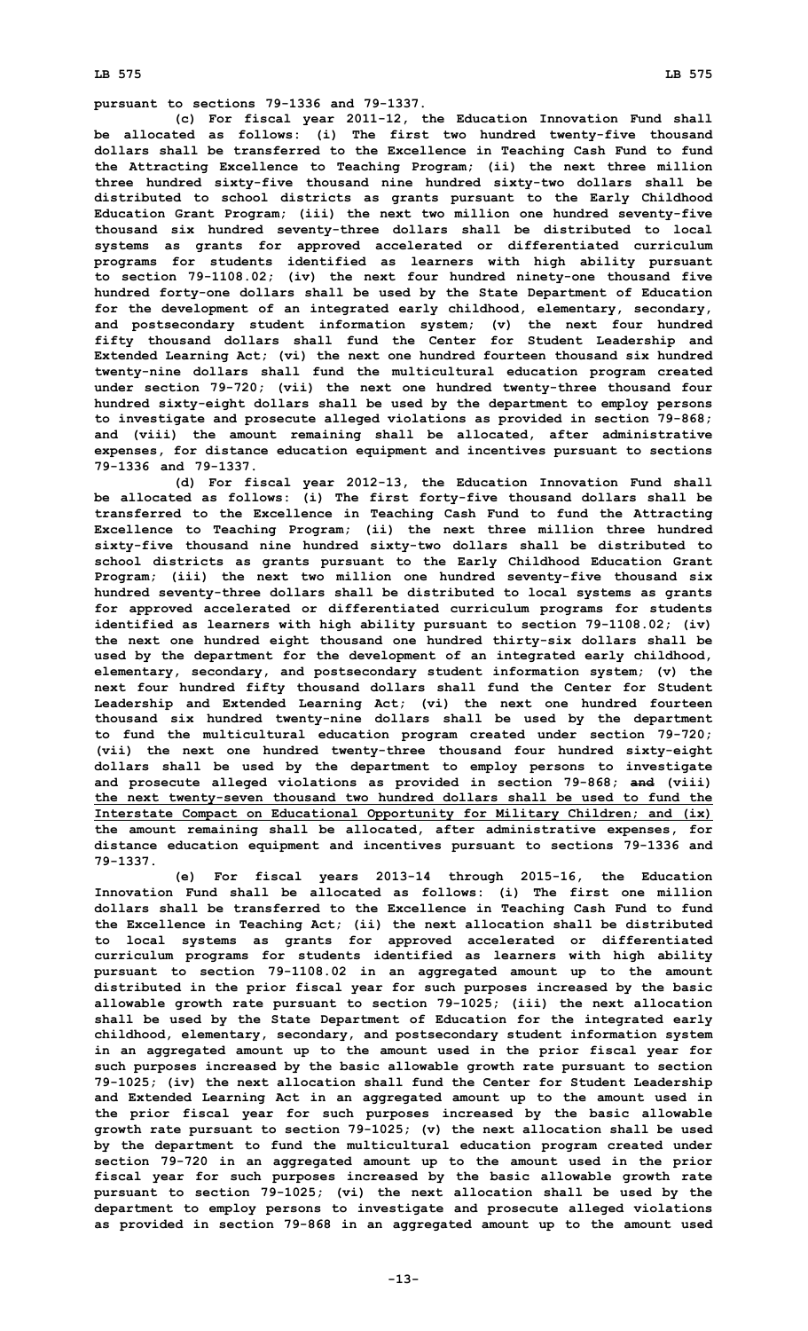pursuant to sections 79-1336 and 79-1337.

(c) For fiscal year 2011-12, the Education Innovation Fund shall be allocated as follows: (i) The first two hundred twenty-five thousand dollars shall be transferred to the Excellence in Teaching Cash Fund to fund the Attracting Excellence to Teaching Program; (ii) the next three million three hundred sixty-five thousand nine hundred sixty-two dollars shall be distributed to school districts as grants pursuant to the Early Childhood Education Grant Program; (iii) the next two million one hundred seventy-five thousand six hundred seventy-three dollars shall be distributed to local systems as grants for approved accelerated or differentiated curriculum programs for students identified as learners with high ability pursuant to section 79-1108.02; (iv) the next four hundred ninety-one thousand five hundred forty-one dollars shall be used by the State Department of Education for the development of an integrated early childhood, elementary, secondary, and postsecondary student information system; (v) the next four hundred fifty thousand dollars shall fund the Center for Student Leadership and Extended Learning Act; (vi) the next one hundred fourteen thousand six hundred twenty-nine dollars shall fund the multicultural education program created under section 79-720; (vii) the next one hundred twenty-three thousand four hundred sixty-eight dollars shall be used by the department to employ persons to investigate and prosecute alleged violations as provided in section 79-868; and (viii) the amount remaining shall be allocated, after administrative expenses, for distance education equipment and incentives pursuant to sections 79-1336 and 79-1337.

(d) For fiscal year 2012-13, the Education Innovation Fund shall be allocated as follows: (i) The first forty-five thousand dollars shall be transferred to the Excellence in Teaching Cash Fund to fund the Attracting Excellence to Teaching Program; (ii) the next three million three hundred sixty-five thousand nine hundred sixty-two dollars shall be distributed to school districts as grants pursuant to the Early Childhood Education Grant Program; (iii) the next two million one hundred seventy-five thousand six hundred seventy-three dollars shall be distributed to local systems as grants for approved accelerated or differentiated curriculum programs for students identified as learners with high ability pursuant to section 79-1108.02; (iv) the next one hundred eight thousand one hundred thirty-six dollars shall be used by the department for the development of an integrated early childhood, elementary, secondary, and postsecondary student information system; (v) the next four hundred fifty thousand dollars shall fund the Center for Student Leadership and Extended Learning Act; (vi) the next one hundred fourteen thousand six hundred twenty-nine dollars shall be used by the department to fund the multicultural education program created under section 79-720; (vii) the next one hundred twenty-three thousand four hundred sixty-eight dollars shall be used by the department to employ persons to investigate and prosecute alleged violations as provided in section 79-868; ~~and~~ (viii) the next twenty-seven thousand two hundred dollars shall be used to fund the Interstate Compact on Educational Opportunity for Military Children; and (ix) the amount remaining shall be allocated, after administrative expenses, for distance education equipment and incentives pursuant to sections 79-1336 and 79-1337.

(e) For fiscal years 2013-14 through 2015-16, the Education Innovation Fund shall be allocated as follows: (i) The first one million dollars shall be transferred to the Excellence in Teaching Cash Fund to fund the Excellence in Teaching Act; (ii) the next allocation shall be distributed to local systems as grants for approved accelerated or differentiated curriculum programs for students identified as learners with high ability pursuant to section 79-1108.02 in an aggregated amount up to the amount distributed in the prior fiscal year for such purposes increased by the basic allowable growth rate pursuant to section 79-1025; (iii) the next allocation shall be used by the State Department of Education for the integrated early childhood, elementary, secondary, and postsecondary student information system in an aggregated amount up to the amount used in the prior fiscal year for such purposes increased by the basic allowable growth rate pursuant to section 79-1025; (iv) the next allocation shall fund the Center for Student Leadership and Extended Learning Act in an aggregated amount up to the amount used in the prior fiscal year for such purposes increased by the basic allowable growth rate pursuant to section 79-1025; (v) the next allocation shall be used by the department to fund the multicultural education program created under section 79-720 in an aggregated amount up to the amount used in the prior fiscal year for such purposes increased by the basic allowable growth rate pursuant to section 79-1025; (vi) the next allocation shall be used by the department to employ persons to investigate and prosecute alleged violations as provided in section 79-868 in an aggregated amount up to the amount used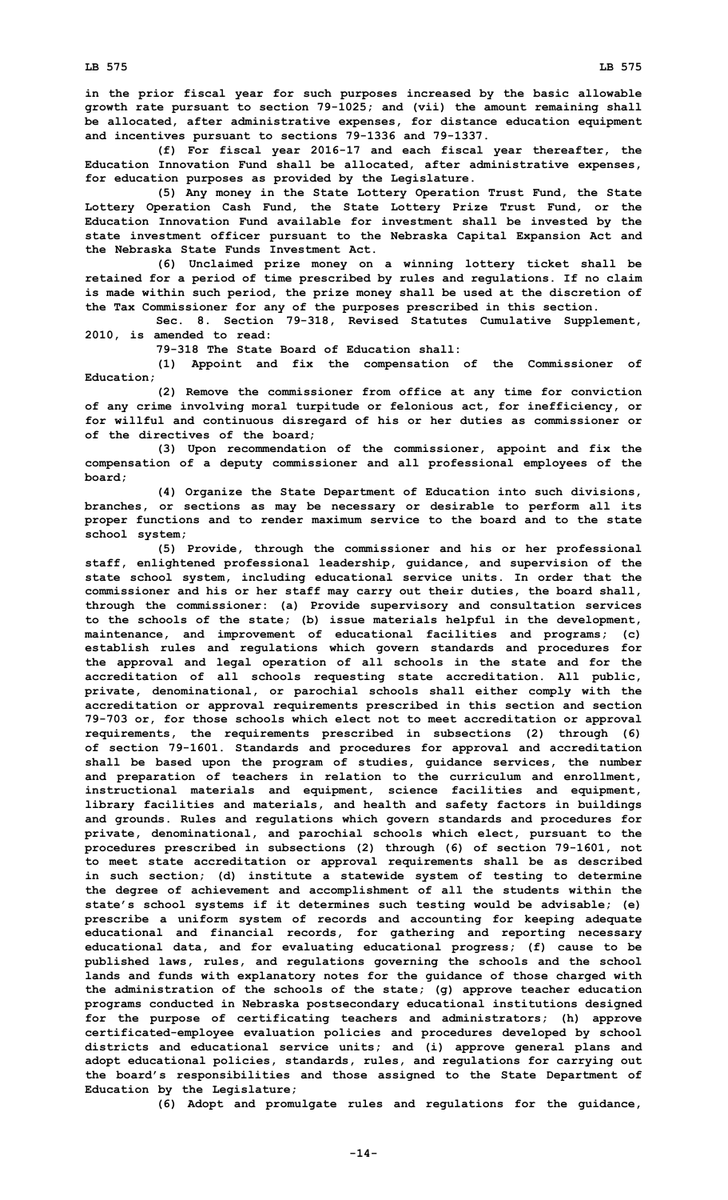in the prior fiscal year for such purposes increased by the basic allowable growth rate pursuant to section 79-1025; and (vii) the amount remaining shall be allocated, after administrative expenses, for distance education equipment and incentives pursuant to sections 79-1336 and 79-1337.

(f) For fiscal year 2016-17 and each fiscal year thereafter, the Education Innovation Fund shall be allocated, after administrative expenses, for education purposes as provided by the Legislature.

(5) Any money in the State Lottery Operation Trust Fund, the State Lottery Operation Cash Fund, the State Lottery Prize Trust Fund, or the Education Innovation Fund available for investment shall be invested by the state investment officer pursuant to the Nebraska Capital Expansion Act and the Nebraska State Funds Investment Act.

(6) Unclaimed prize money on a winning lottery ticket shall be retained for a period of time prescribed by rules and regulations. If no claim is made within such period, the prize money shall be used at the discretion of the Tax Commissioner for any of the purposes prescribed in this section.

Sec. 8. Section 79-318, Revised Statutes Cumulative Supplement, 2010, is amended to read:

79-318 The State Board of Education shall:

(1) Appoint and fix the compensation of the Commissioner of Education;

(2) Remove the commissioner from office at any time for conviction of any crime involving moral turpitude or felonious act, for inefficiency, or for willful and continuous disregard of his or her duties as commissioner or of the directives of the board;

(3) Upon recommendation of the commissioner, appoint and fix the compensation of a deputy commissioner and all professional employees of the board;

(4) Organize the State Department of Education into such divisions, branches, or sections as may be necessary or desirable to perform all its proper functions and to render maximum service to the board and to the state school system;

(5) Provide, through the commissioner and his or her professional staff, enlightened professional leadership, guidance, and supervision of the state school system, including educational service units. In order that the commissioner and his or her staff may carry out their duties, the board shall, through the commissioner: (a) Provide supervisory and consultation services to the schools of the state; (b) issue materials helpful in the development, maintenance, and improvement of educational facilities and programs; (c) establish rules and regulations which govern standards and procedures for the approval and legal operation of all schools in the state and for the accreditation of all schools requesting state accreditation. All public, private, denominational, or parochial schools shall either comply with the accreditation or approval requirements prescribed in this section and section 79-703 or, for those schools which elect not to meet accreditation or approval requirements, the requirements prescribed in subsections (2) through (6) of section 79-1601. Standards and procedures for approval and accreditation shall be based upon the program of studies, guidance services, the number and preparation of teachers in relation to the curriculum and enrollment, instructional materials and equipment, science facilities and equipment, library facilities and materials, and health and safety factors in buildings and grounds. Rules and regulations which govern standards and procedures for private, denominational, and parochial schools which elect, pursuant to the procedures prescribed in subsections (2) through (6) of section 79-1601, not to meet state accreditation or approval requirements shall be as described in such section; (d) institute a statewide system of testing to determine the degree of achievement and accomplishment of all the students within the state's school systems if it determines such testing would be advisable; (e) prescribe a uniform system of records and accounting for keeping adequate educational and financial records, for gathering and reporting necessary educational data, and for evaluating educational progress; (f) cause to be published laws, rules, and regulations governing the schools and the school lands and funds with explanatory notes for the guidance of those charged with the administration of the schools of the state; (g) approve teacher education programs conducted in Nebraska postsecondary educational institutions designed for the purpose of certificating teachers and administrators; (h) approve certificated-employee evaluation policies and procedures developed by school districts and educational service units; and (i) approve general plans and adopt educational policies, standards, rules, and regulations for carrying out the board's responsibilities and those assigned to the State Department of Education by the Legislature;

(6) Adopt and promulgate rules and regulations for the guidance,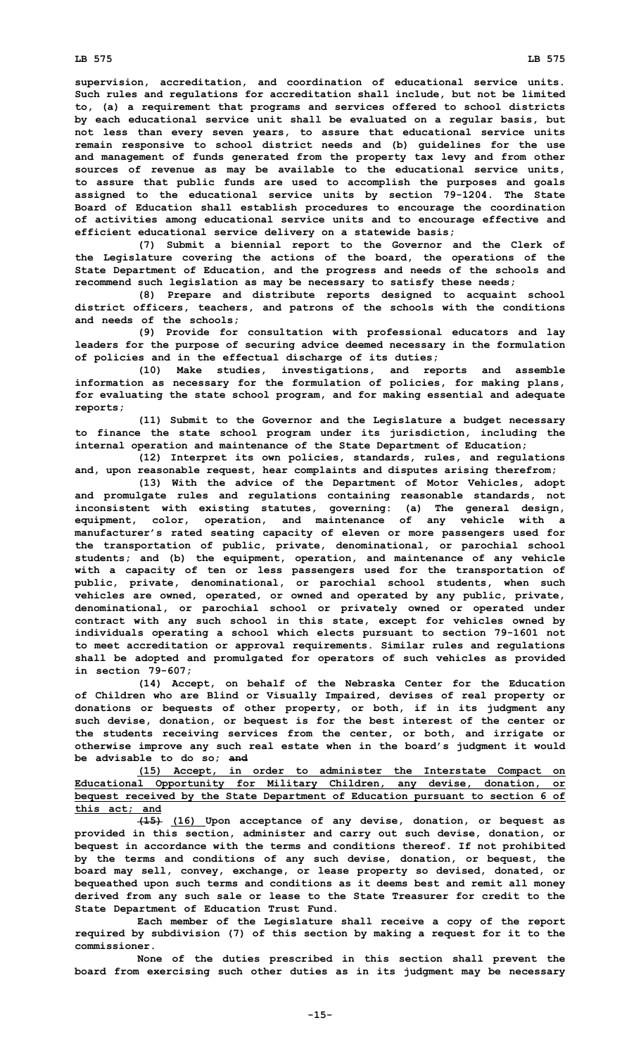supervision, accreditation, and coordination of educational service units. Such rules and regulations for accreditation shall include, but not be limited to, (a) a requirement that programs and services offered to school districts by each educational service unit shall be evaluated on a regular basis, but not less than every seven years, to assure that educational service units remain responsive to school district needs and (b) guidelines for the use and management of funds generated from the property tax levy and from other sources of revenue as may be available to the educational service units, to assure that public funds are used to accomplish the purposes and goals assigned to the educational service units by section 79-1204. The State Board of Education shall establish procedures to encourage the coordination of activities among educational service units and to encourage effective and efficient educational service delivery on a statewide basis;

(7) Submit a biennial report to the Governor and the Clerk of the Legislature covering the actions of the board, the operations of the State Department of Education, and the progress and needs of the schools and recommend such legislation as may be necessary to satisfy these needs;

(8) Prepare and distribute reports designed to acquaint school district officers, teachers, and patrons of the schools with the conditions and needs of the schools;

(9) Provide for consultation with professional educators and lay leaders for the purpose of securing advice deemed necessary in the formulation of policies and in the effectual discharge of its duties;

(10) Make studies, investigations, and reports and assemble information as necessary for the formulation of policies, for making plans, for evaluating the state school program, and for making essential and adequate reports;

(11) Submit to the Governor and the Legislature a budget necessary to finance the state school program under its jurisdiction, including the internal operation and maintenance of the State Department of Education;

(12) Interpret its own policies, standards, rules, and regulations and, upon reasonable request, hear complaints and disputes arising therefrom;

(13) With the advice of the Department of Motor Vehicles, adopt and promulgate rules and regulations containing reasonable standards, not inconsistent with existing statutes, governing: (a) The general design, equipment, color, operation, and maintenance of any vehicle with a manufacturer's rated seating capacity of eleven or more passengers used for the transportation of public, private, denominational, or parochial school students; and (b) the equipment, operation, and maintenance of any vehicle with a capacity of ten or less passengers used for the transportation of public, private, denominational, or parochial school students, when such vehicles are owned, operated, or owned and operated by any public, private, denominational, or parochial school or privately owned or operated under contract with any such school in this state, except for vehicles owned by individuals operating a school which elects pursuant to section 79-1601 not to meet accreditation or approval requirements. Similar rules and regulations shall be adopted and promulgated for operators of such vehicles as provided in section 79-607;

(14) Accept, on behalf of the Nebraska Center for the Education of Children who are Blind or Visually Impaired, devises of real property or donations or bequests of other property, or both, if in its judgment any such devise, donation, or bequest is for the best interest of the center or the students receiving services from the center, or both, and irrigate or otherwise improve any such real estate when in the board's judgment it would be advisable to do so; ~~and~~

<u>(15) Accept, in order to administer the Interstate Compact on Educational Opportunity for Military Children, any devise, donation, or bequest received by the State Department of Education pursuant to section 6 of this act; and</u>

~~(15)~~ <u>(16)</u> Upon acceptance of any devise, donation, or bequest as provided in this section, administer and carry out such devise, donation, or bequest in accordance with the terms and conditions thereof. If not prohibited by the terms and conditions of any such devise, donation, or bequest, the board may sell, convey, exchange, or lease property so devised, donated, or bequeathed upon such terms and conditions as it deems best and remit all money derived from any such sale or lease to the State Treasurer for credit to the State Department of Education Trust Fund.

Each member of the Legislature shall receive a copy of the report required by subdivision (7) of this section by making a request for it to the commissioner.

None of the duties prescribed in this section shall prevent the board from exercising such other duties as in its judgment may be necessary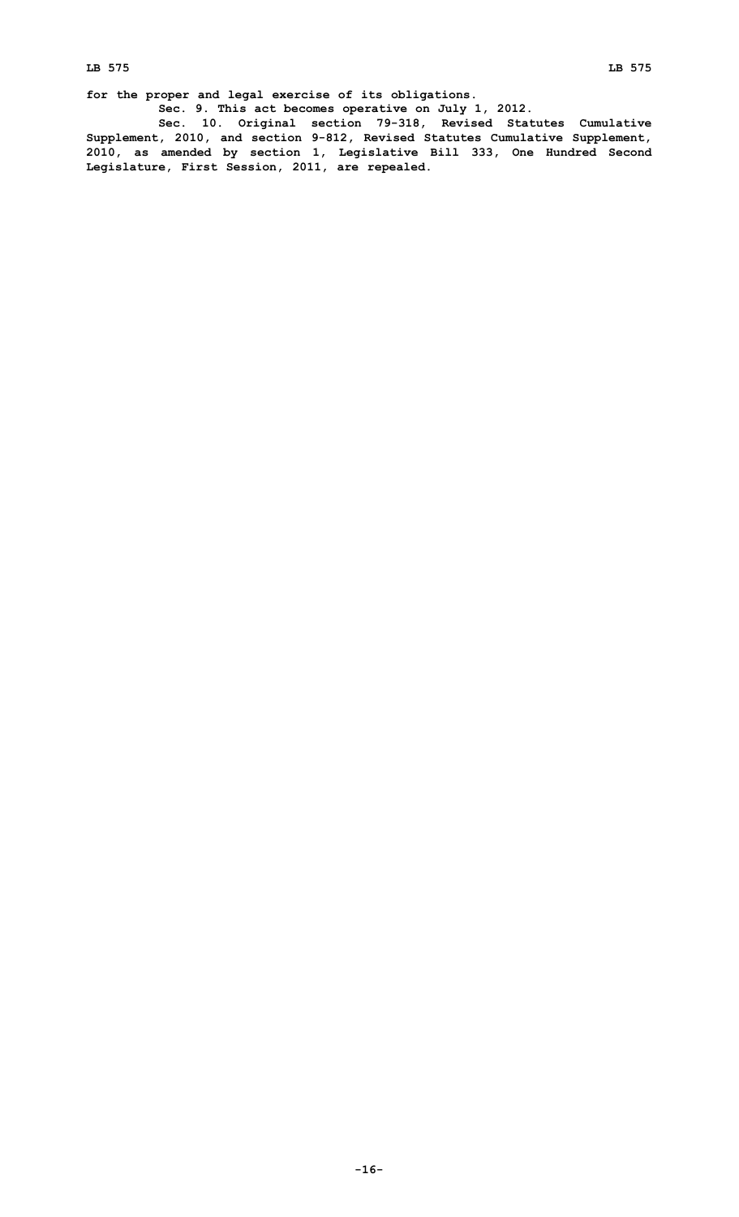**for the proper and legal exercise of its obligations.**

**Sec. 9. This act becomes operative on July 1, 2012.**

**Sec. 10. Original section 79-318, Revised Statutes Cumulative Supplement, 2010, and section 9-812, Revised Statutes Cumulative Supplement, 2010, as amended by section 1, Legislative Bill 333, One Hundred Second Legislature, First Session, 2011, are repealed.**